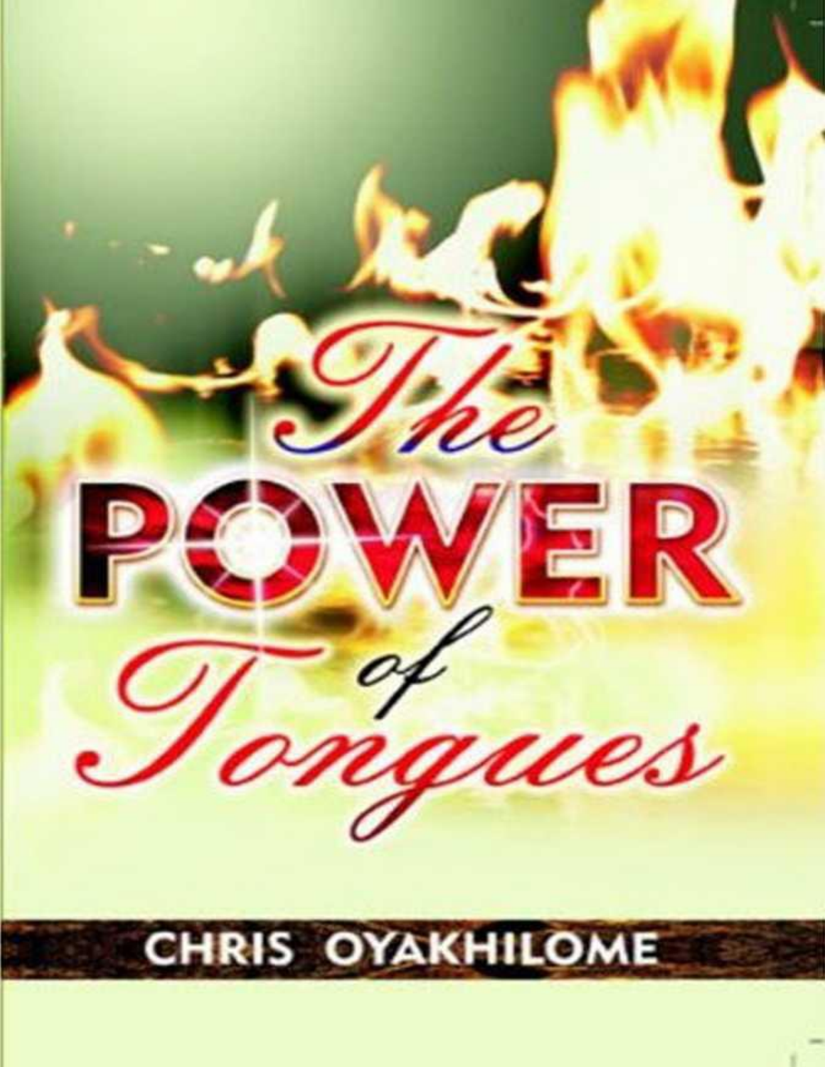# The POWER of Tongues

CHRIS OYAKHILOME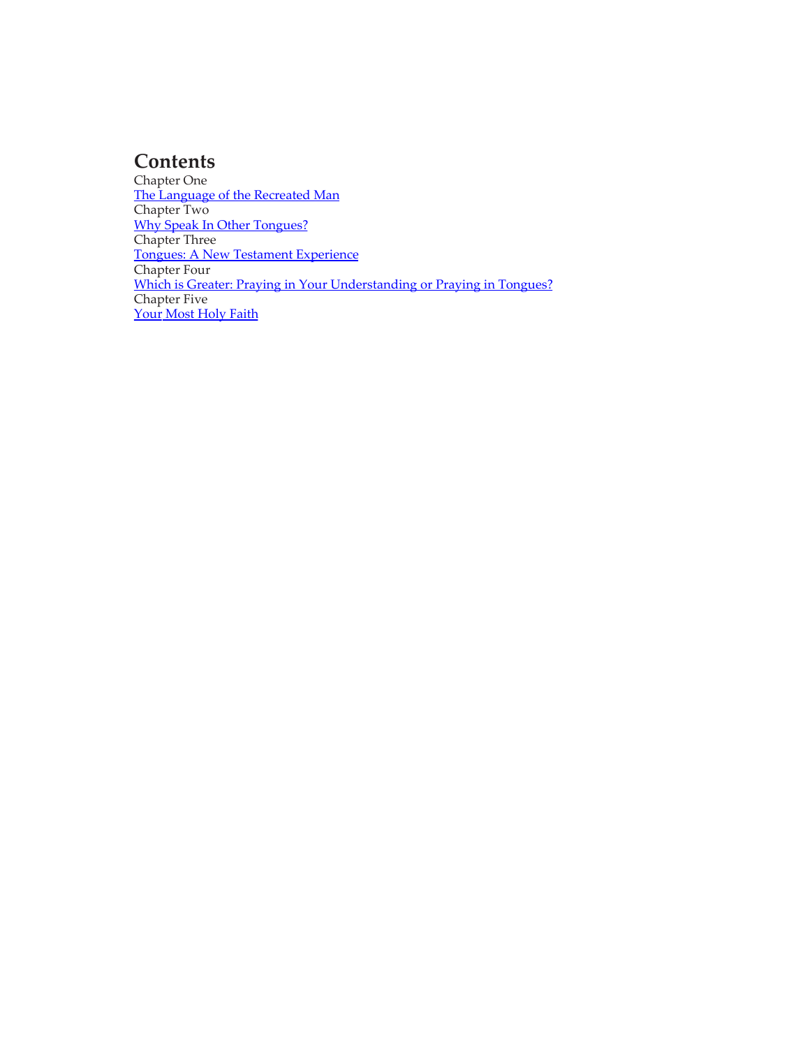# Contents

Chapter One

The Language of the Recreated Man

Chapter Two

Why Speak In Other Tongues?

Chapter Three

Tongues: A New Testament Experience

Chapter Four

Which is Greater: Praying in Your Understanding or Praying in Tongues?

Chapter Five

Your Most Holy Faith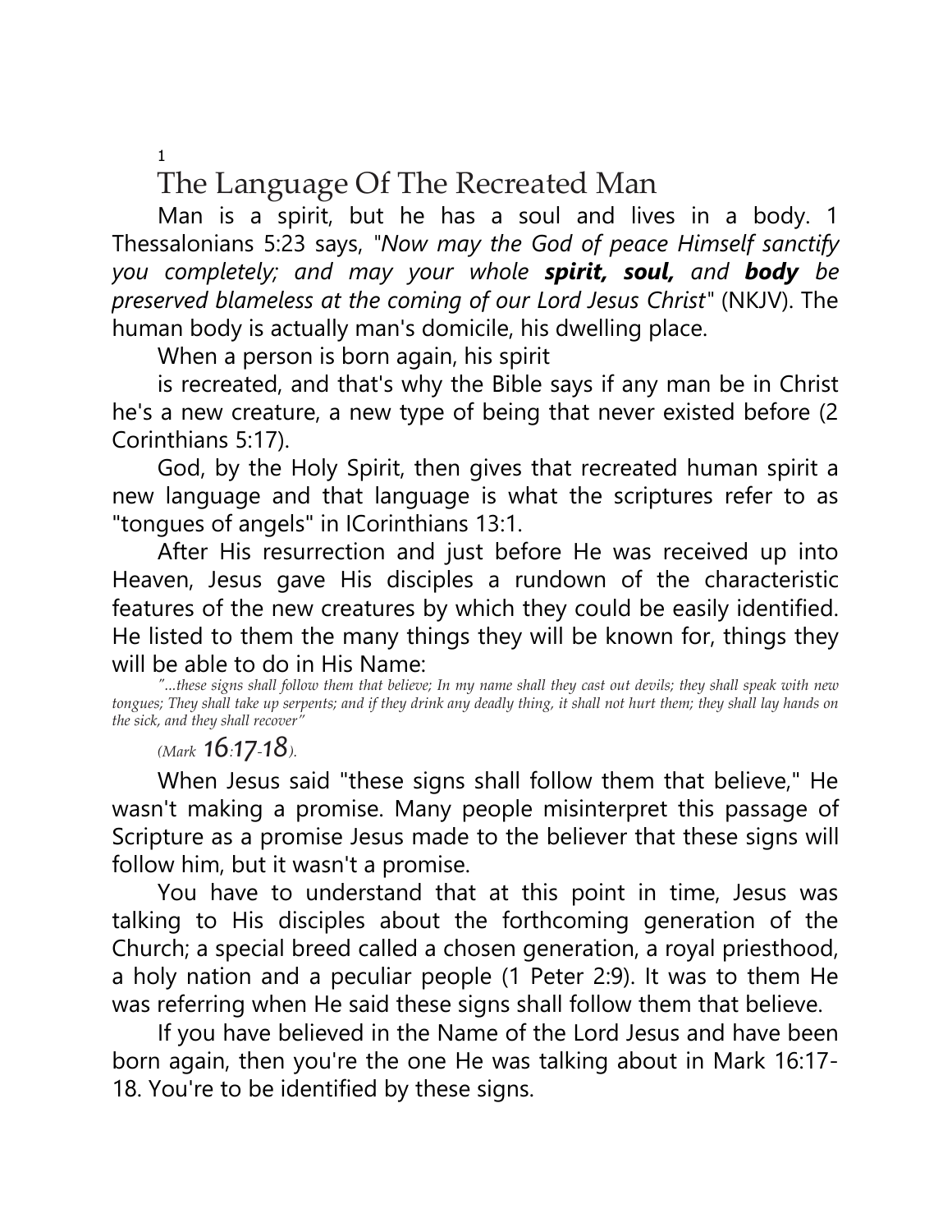# 1 The Language Of The Recreated Man

Man is a spirit, but he has a soul and lives in a body. 1 Thessalonians 5:23 says, "*Now may the God of peace Himself sanctify you completely; and may your whole **spirit, soul,** and **body** be preserved blameless at the coming of our Lord Jesus Christ*" (NKJV). The human body is actually man's domicile, his dwelling place.

When a person is born again, his spirit is recreated, and that's why the Bible says if any man be in Christ he's a new creature, a new type of being that never existed before (2 Corinthians 5:17).

God, by the Holy Spirit, then gives that recreated human spirit a new language and that language is what the scriptures refer to as "tongues of angels" in ICorinthians 13:1.

After His resurrection and just before He was received up into Heaven, Jesus gave His disciples a rundown of the characteristic features of the new creatures by which they could be easily identified. He listed to them the many things they will be known for, things they will be able to do in His Name:

*"...these signs shall follow them that believe; In my name shall they cast out devils; they shall speak with new tongues; They shall take up serpents; and if they drink any deadly thing, it shall not hurt them; they shall lay hands on the sick, and they shall recover"*

*(Mark 16:17-18).*

When Jesus said "these signs shall follow them that believe," He wasn't making a promise. Many people misinterpret this passage of Scripture as a promise Jesus made to the believer that these signs will follow him, but it wasn't a promise.

You have to understand that at this point in time, Jesus was talking to His disciples about the forthcoming generation of the Church; a special breed called a chosen generation, a royal priesthood, a holy nation and a peculiar people (1 Peter 2:9). It was to them He was referring when He said these signs shall follow them that believe.

If you have believed in the Name of the Lord Jesus and have been born again, then you're the one He was talking about in Mark 16:17-18. You're to be identified by these signs.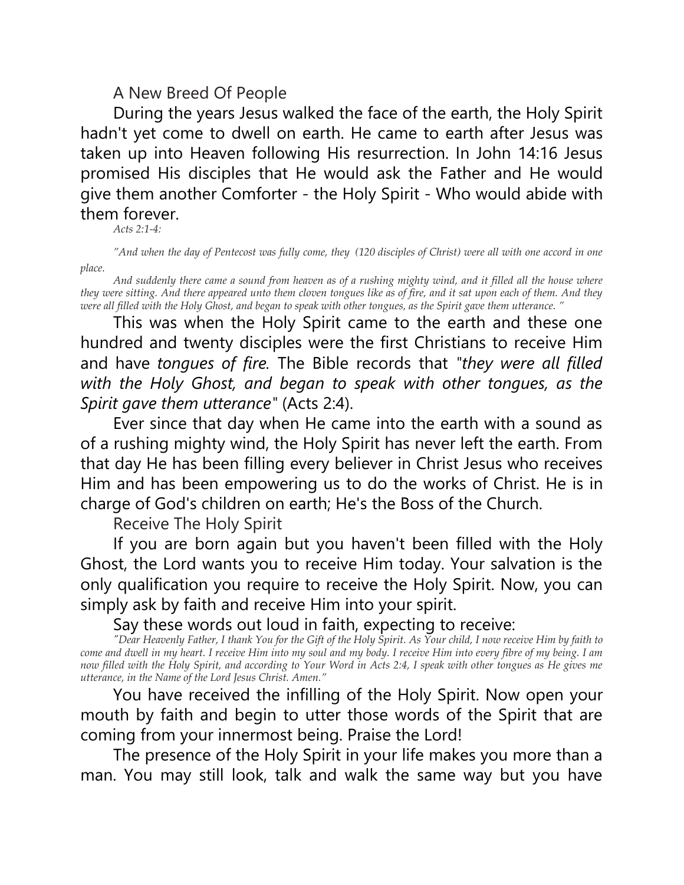## A New Breed Of People

During the years Jesus walked the face of the earth, the Holy Spirit hadn't yet come to dwell on earth. He came to earth after Jesus was taken up into Heaven following His resurrection. In John 14:16 Jesus promised His disciples that He would ask the Father and He would give them another Comforter - the Holy Spirit - Who would abide with them forever.

*Acts 2:1-4:*

*"And when the day of Pentecost was fully come, they (120 disciples of Christ) were all with one accord in one place.*

*And suddenly there came a sound from heaven as of a rushing mighty wind, and it filled all the house where they were sitting. And there appeared unto them cloven tongues like as of fire, and it sat upon each of them. And they were all filled with the Holy Ghost, and began to speak with other tongues, as the Spirit gave them utterance. "*

This was when the Holy Spirit came to the earth and these one hundred and twenty disciples were the first Christians to receive Him and have *tongues of fire*. The Bible records that "*they were all filled with the Holy Ghost, and began to speak with other tongues, as the Spirit gave them utterance*" (Acts 2:4).

Ever since that day when He came into the earth with a sound as of a rushing mighty wind, the Holy Spirit has never left the earth. From that day He has been filling every believer in Christ Jesus who receives Him and has been empowering us to do the works of Christ. He is in charge of God's children on earth; He's the Boss of the Church.

## Receive The Holy Spirit

If you are born again but you haven't been filled with the Holy Ghost, the Lord wants you to receive Him today. Your salvation is the only qualification you require to receive the Holy Spirit. Now, you can simply ask by faith and receive Him into your spirit.

Say these words out loud in faith, expecting to receive:

*"Dear Heavenly Father, I thank You for the Gift of the Holy Spirit. As Your child, I now receive Him by faith to come and dwell in my heart. I receive Him into my soul and my body. I receive Him into every fibre of my being. I am now filled with the Holy Spirit, and according to Your Word in Acts 2:4, I speak with other tongues as He gives me utterance, in the Name of the Lord Jesus Christ. Amen."*

You have received the infilling of the Holy Spirit. Now open your mouth by faith and begin to utter those words of the Spirit that are coming from your innermost being. Praise the Lord!

The presence of the Holy Spirit in your life makes you more than a man. You may still look, talk and walk the same way but you have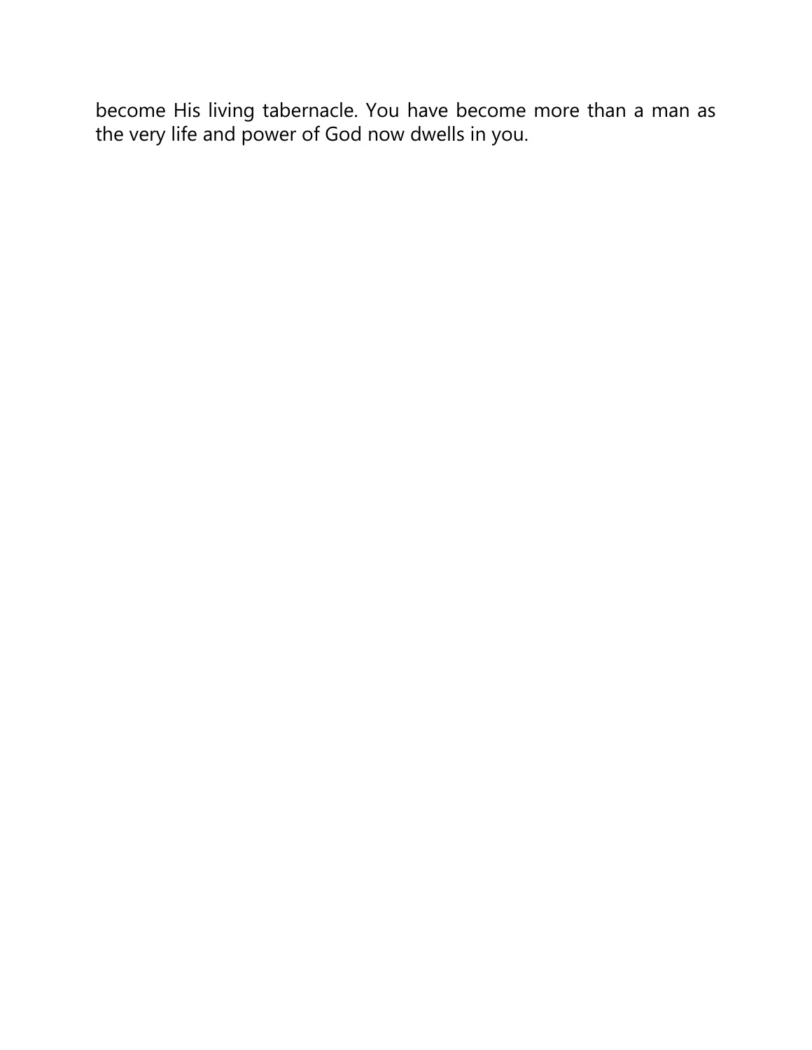become His living tabernacle. You have become more than a man as the very life and power of God now dwells in you.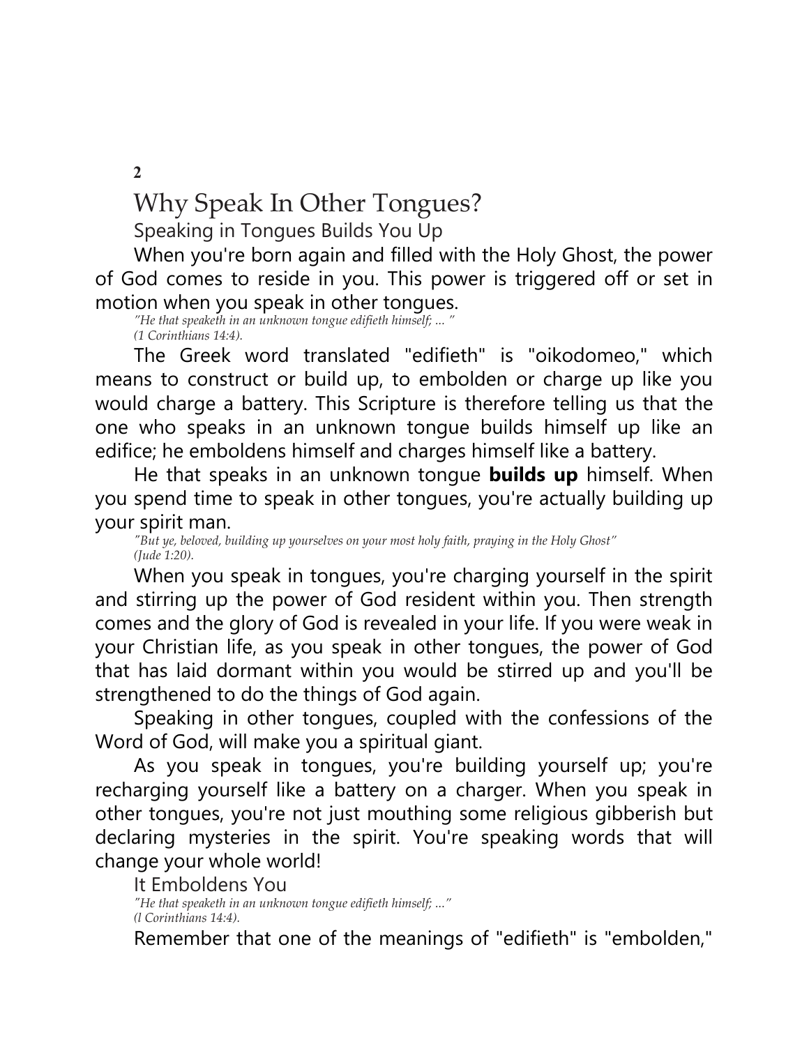# 2

# Why Speak In Other Tongues?

## Speaking in Tongues Builds You Up

When you're born again and filled with the Holy Ghost, the power of God comes to reside in you. This power is triggered off or set in motion when you speak in other tongues.

*"He that speaketh in an unknown tongue edifieth himself; ... "*
*(1 Corinthians 14:4).*

The Greek word translated "edifieth" is "oikodomeo," which means to construct or build up, to embolden or charge up like you would charge a battery. This Scripture is therefore telling us that the one who speaks in an unknown tongue builds himself up like an edifice; he emboldens himself and charges himself like a battery.

He that speaks in an unknown tongue **builds up** himself. When you spend time to speak in other tongues, you're actually building up your spirit man.

*"But ye, beloved, building up yourselves on your most holy faith, praying in the Holy Ghost"*
*(Jude 1:20).*

When you speak in tongues, you're charging yourself in the spirit and stirring up the power of God resident within you. Then strength comes and the glory of God is revealed in your life. If you were weak in your Christian life, as you speak in other tongues, the power of God that has laid dormant within you would be stirred up and you'll be strengthened to do the things of God again.

Speaking in other tongues, coupled with the confessions of the Word of God, will make you a spiritual giant.

As you speak in tongues, you're building yourself up; you're recharging yourself like a battery on a charger. When you speak in other tongues, you're not just mouthing some religious gibberish but declaring mysteries in the spirit. You're speaking words that will change your whole world!

## It Emboldens You

*"He that speaketh in an unknown tongue edifieth himself; ..."*
*(l Corinthians 14:4).*

Remember that one of the meanings of "edifieth" is "embolden,"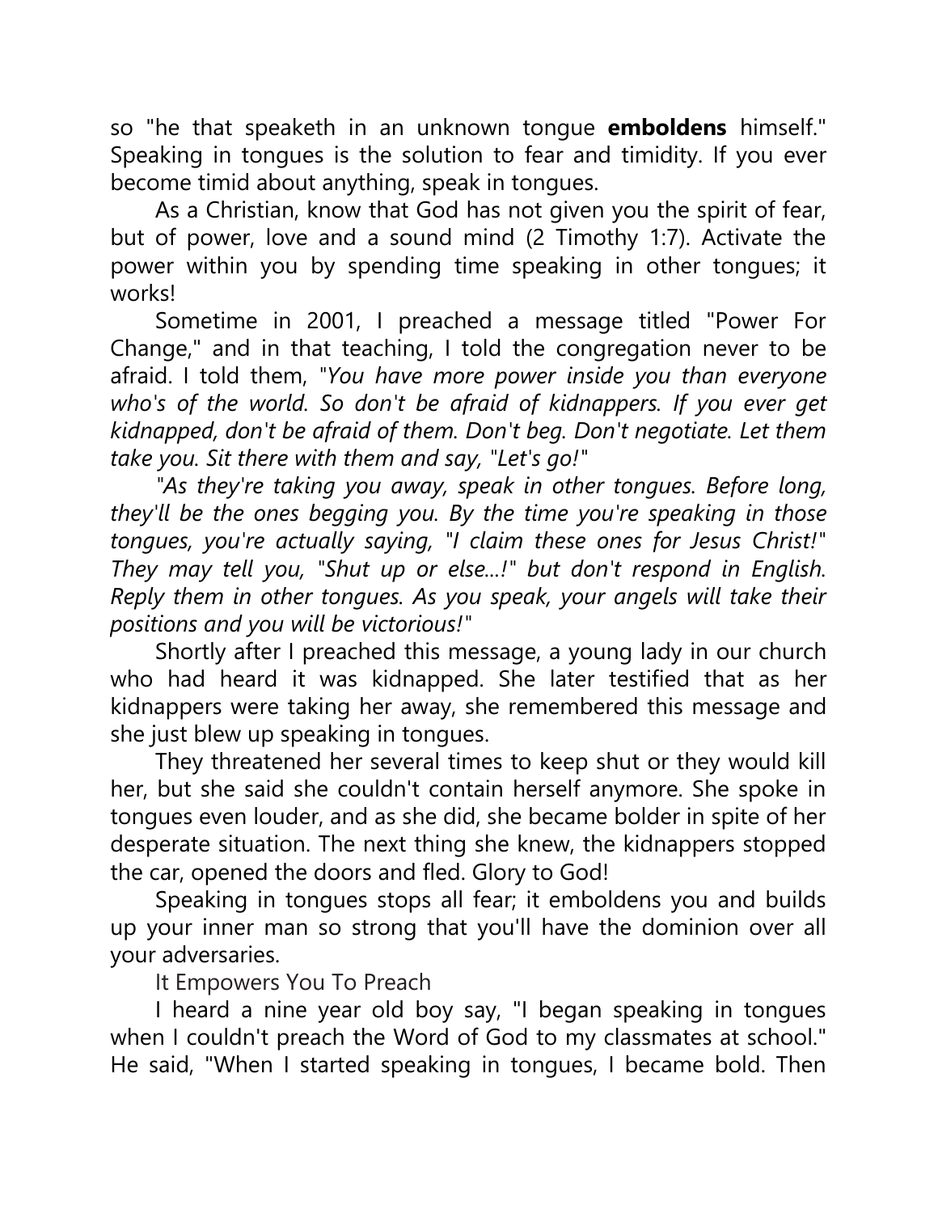so "he that speaketh in an unknown tongue **emboldens** himself." Speaking in tongues is the solution to fear and timidity. If you ever become timid about anything, speak in tongues.

As a Christian, know that God has not given you the spirit of fear, but of power, love and a sound mind (2 Timothy 1:7). Activate the power within you by spending time speaking in other tongues; it works!

Sometime in 2001, I preached a message titled "Power For Change," and in that teaching, I told the congregation never to be afraid. I told them, "*You have more power inside you than everyone who's of the world. So don't be afraid of kidnappers. If you ever get kidnapped, don't be afraid of them. Don't beg. Don't negotiate. Let them take you. Sit there with them and say, "Let's go!*"

*"As they're taking you away, speak in other tongues. Before long, they'll be the ones begging you. By the time you're speaking in those tongues, you're actually saying, "I claim these ones for Jesus Christ!" They may tell you, "Shut up or else...!" but don't respond in English. Reply them in other tongues. As you speak, your angels will take their positions and you will be victorious!*"

Shortly after I preached this message, a young lady in our church who had heard it was kidnapped. She later testified that as her kidnappers were taking her away, she remembered this message and she just blew up speaking in tongues.

They threatened her several times to keep shut or they would kill her, but she said she couldn't contain herself anymore. She spoke in tongues even louder, and as she did, she became bolder in spite of her desperate situation. The next thing she knew, the kidnappers stopped the car, opened the doors and fled. Glory to God!

Speaking in tongues stops all fear; it emboldens you and builds up your inner man so strong that you'll have the dominion over all your adversaries.

### It Empowers You To Preach

I heard a nine year old boy say, "I began speaking in tongues when I couldn't preach the Word of God to my classmates at school." He said, "When I started speaking in tongues, I became bold. Then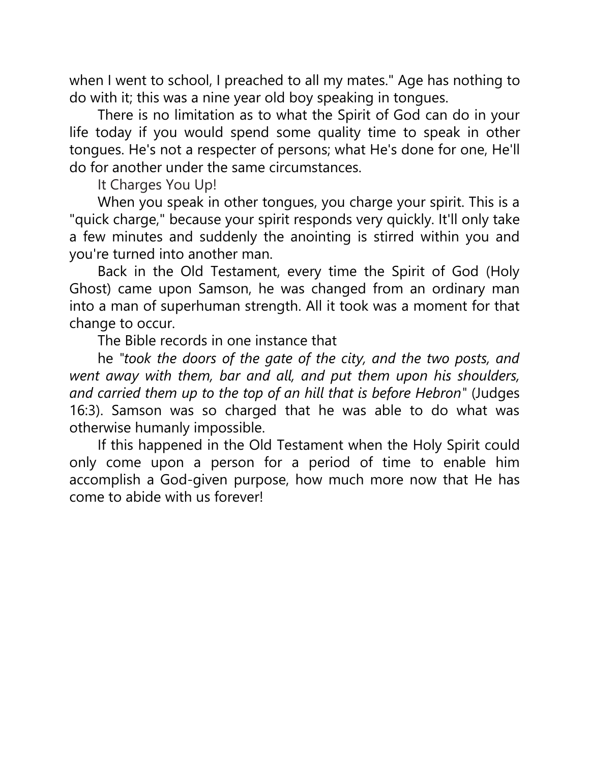when I went to school, I preached to all my mates." Age has nothing to do with it; this was a nine year old boy speaking in tongues.

There is no limitation as to what the Spirit of God can do in your life today if you would spend some quality time to speak in other tongues. He's not a respecter of persons; what He's done for one, He'll do for another under the same circumstances.

## It Charges You Up!

When you speak in other tongues, you charge your spirit. This is a "quick charge," because your spirit responds very quickly. It'll only take a few minutes and suddenly the anointing is stirred within you and you're turned into another man.

Back in the Old Testament, every time the Spirit of God (Holy Ghost) came upon Samson, he was changed from an ordinary man into a man of superhuman strength. All it took was a moment for that change to occur.

The Bible records in one instance that

he "*took the doors of the gate of the city, and the two posts, and went away with them, bar and all, and put them upon his shoulders, and carried them up to the top of an hill that is before Hebron*" (Judges 16:3). Samson was so charged that he was able to do what was otherwise humanly impossible.

If this happened in the Old Testament when the Holy Spirit could only come upon a person for a period of time to enable him accomplish a God-given purpose, how much more now that He has come to abide with us forever!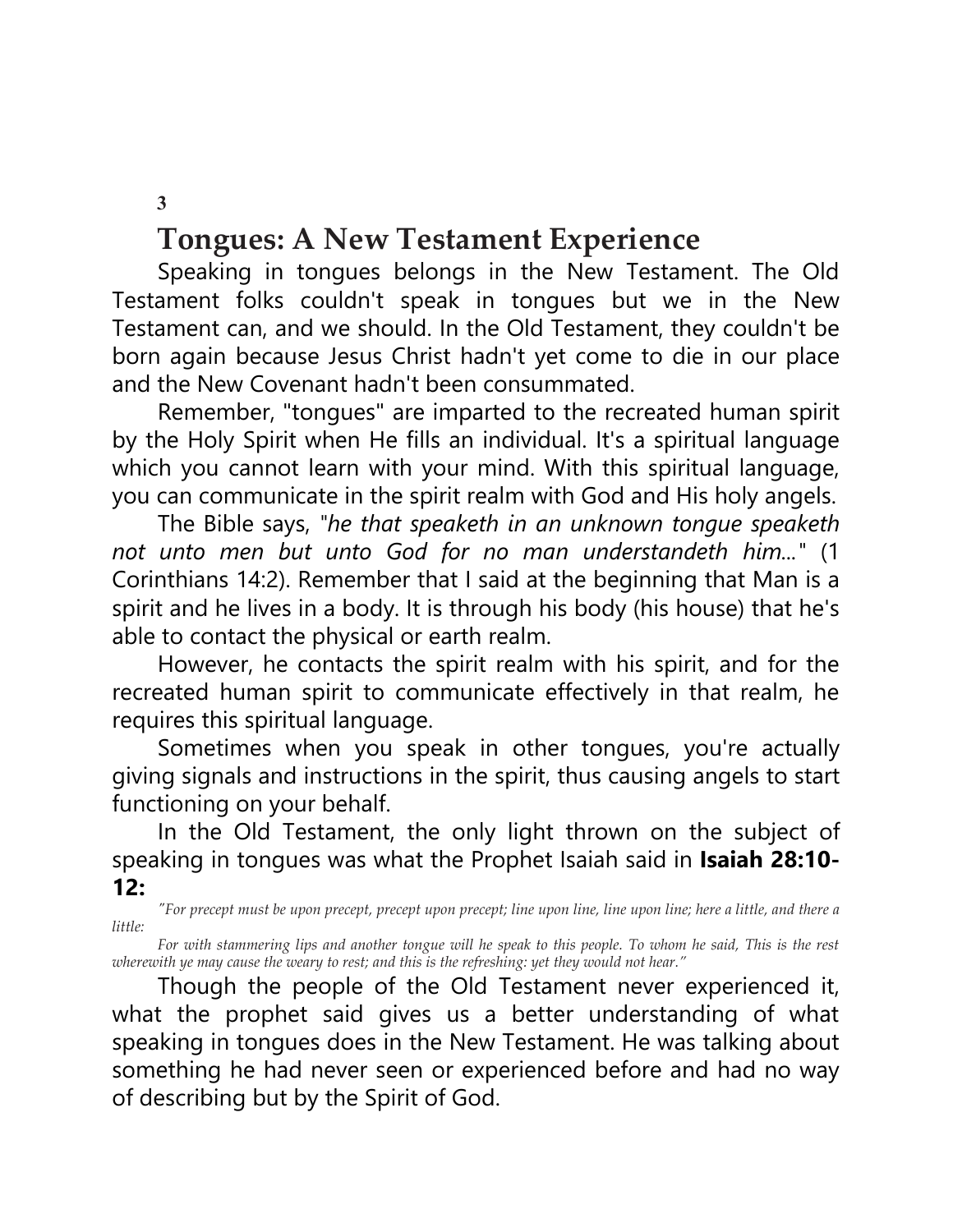**3**

# Tongues: A New Testament Experience

Speaking in tongues belongs in the New Testament. The Old Testament folks couldn't speak in tongues but we in the New Testament can, and we should. In the Old Testament, they couldn't be born again because Jesus Christ hadn't yet come to die in our place and the New Covenant hadn't been consummated.

Remember, "tongues" are imparted to the recreated human spirit by the Holy Spirit when He fills an individual. It's a spiritual language which you cannot learn with your mind. With this spiritual language, you can communicate in the spirit realm with God and His holy angels.

The Bible says, "*he that speaketh in an unknown tongue speaketh not unto men but unto God for no man understandeth him...*" (1 Corinthians 14:2). Remember that I said at the beginning that Man is a spirit and he lives in a body. It is through his body (his house) that he's able to contact the physical or earth realm.

However, he contacts the spirit realm with his spirit, and for the recreated human spirit to communicate effectively in that realm, he requires this spiritual language.

Sometimes when you speak in other tongues, you're actually giving signals and instructions in the spirit, thus causing angels to start functioning on your behalf.

In the Old Testament, the only light thrown on the subject of speaking in tongues was what the Prophet Isaiah said in **Isaiah 28:10-12:**

*"For precept must be upon precept, precept upon precept; line upon line, line upon line; here a little, and there a little:*

*For with stammering lips and another tongue will he speak to this people. To whom he said, This is the rest wherewith ye may cause the weary to rest; and this is the refreshing: yet they would not hear."*

Though the people of the Old Testament never experienced it, what the prophet said gives us a better understanding of what speaking in tongues does in the New Testament. He was talking about something he had never seen or experienced before and had no way of describing but by the Spirit of God.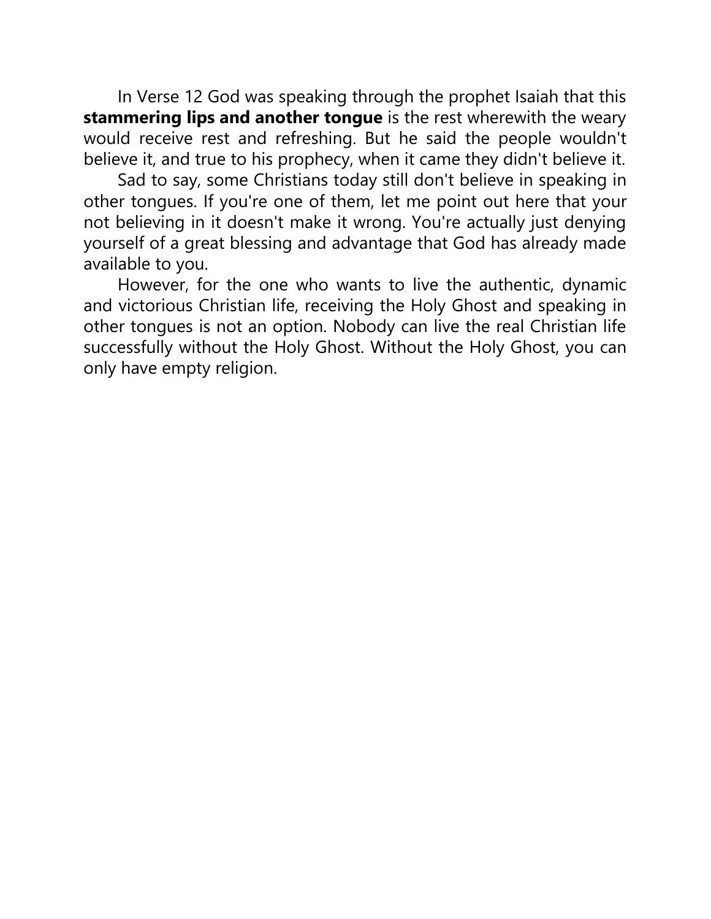In Verse 12 God was speaking through the prophet Isaiah that this **stammering lips and another tongue** is the rest wherewith the weary would receive rest and refreshing. But he said the people wouldn't believe it, and true to his prophecy, when it came they didn't believe it.

Sad to say, some Christians today still don't believe in speaking in other tongues. If you're one of them, let me point out here that your not believing in it doesn't make it wrong. You're actually just denying yourself of a great blessing and advantage that God has already made available to you.

However, for the one who wants to live the authentic, dynamic and victorious Christian life, receiving the Holy Ghost and speaking in other tongues is not an option. Nobody can live the real Christian life successfully without the Holy Ghost. Without the Holy Ghost, you can only have empty religion.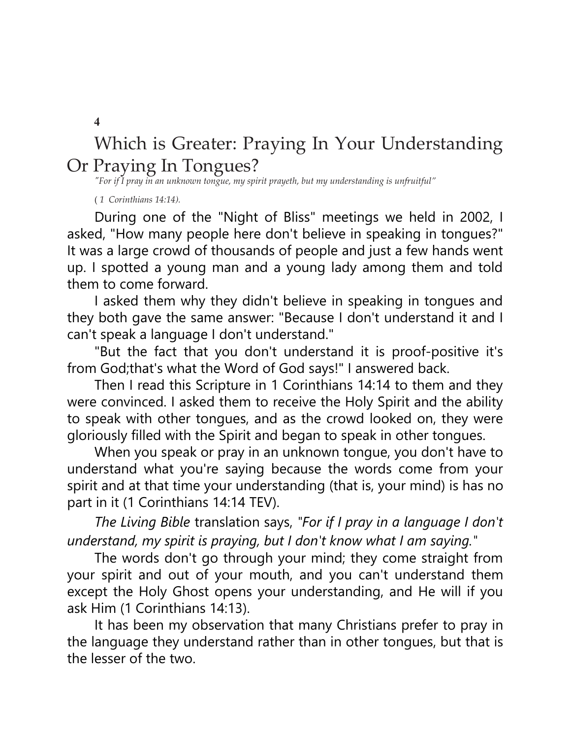**4**

# Which is Greater: Praying In Your Understanding Or Praying In Tongues?

*"For if I pray in an unknown tongue, my spirit prayeth, but my understanding is unfruitful"*

*( 1 Corinthians 14:14).*

During one of the "Night of Bliss" meetings we held in 2002, I asked, "How many people here don't believe in speaking in tongues?" It was a large crowd of thousands of people and just a few hands went up. I spotted a young man and a young lady among them and told them to come forward.

I asked them why they didn't believe in speaking in tongues and they both gave the same answer: "Because I don't understand it and I can't speak a language I don't understand."

"But the fact that you don't understand it is proof-positive it's from God;that's what the Word of God says!" I answered back.

Then I read this Scripture in 1 Corinthians 14:14 to them and they were convinced. I asked them to receive the Holy Spirit and the ability to speak with other tongues, and as the crowd looked on, they were gloriously filled with the Spirit and began to speak in other tongues.

When you speak or pray in an unknown tongue, you don't have to understand what you're saying because the words come from your spirit and at that time your understanding (that is, your mind) is has no part in it (1 Corinthians 14:14 TEV).

*The Living Bible* translation says, "*For if I pray in a language I don't understand, my spirit is praying, but I don't know what I am saying.*"

The words don't go through your mind; they come straight from your spirit and out of your mouth, and you can't understand them except the Holy Ghost opens your understanding, and He will if you ask Him (1 Corinthians 14:13).

It has been my observation that many Christians prefer to pray in the language they understand rather than in other tongues, but that is the lesser of the two.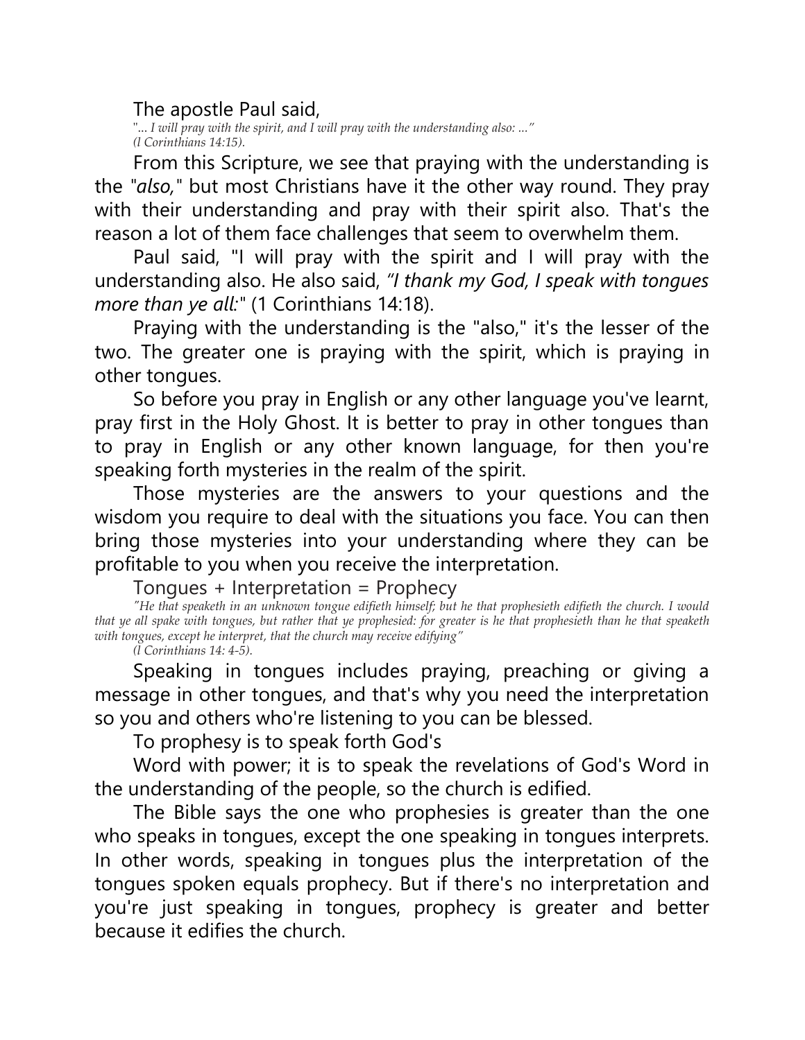The apostle Paul said,

*"... I will pray with the spirit, and I will pray with the understanding also: ..."*
*(l Corinthians 14:15).*

From this Scripture, we see that praying with the understanding is the "*also,*" but most Christians have it the other way round. They pray with their understanding and pray with their spirit also. That's the reason a lot of them face challenges that seem to overwhelm them.

Paul said, "I will pray with the spirit and I will pray with the understanding also. He also said, *"I thank my God, I speak with tongues more than ye all:*" (1 Corinthians 14:18).

Praying with the understanding is the "also," it's the lesser of the two. The greater one is praying with the spirit, which is praying in other tongues.

So before you pray in English or any other language you've learnt, pray first in the Holy Ghost. It is better to pray in other tongues than to pray in English or any other known language, for then you're speaking forth mysteries in the realm of the spirit.

Those mysteries are the answers to your questions and the wisdom you require to deal with the situations you face. You can then bring those mysteries into your understanding where they can be profitable to you when you receive the interpretation.

Tongues + Interpretation = Prophecy

*"He that speaketh in an unknown tongue edifieth himself; but he that prophesieth edifieth the church. I would that ye all spake with tongues, but rather that ye prophesied: for greater is he that prophesieth than he that speaketh with tongues, except he interpret, that the church may receive edifying"*
*(l Corinthians 14: 4-5).*

Speaking in tongues includes praying, preaching or giving a message in other tongues, and that's why you need the interpretation so you and others who're listening to you can be blessed.

To prophesy is to speak forth God's

Word with power; it is to speak the revelations of God's Word in the understanding of the people, so the church is edified.

The Bible says the one who prophesies is greater than the one who speaks in tongues, except the one speaking in tongues interprets. In other words, speaking in tongues plus the interpretation of the tongues spoken equals prophecy. But if there's no interpretation and you're just speaking in tongues, prophecy is greater and better because it edifies the church.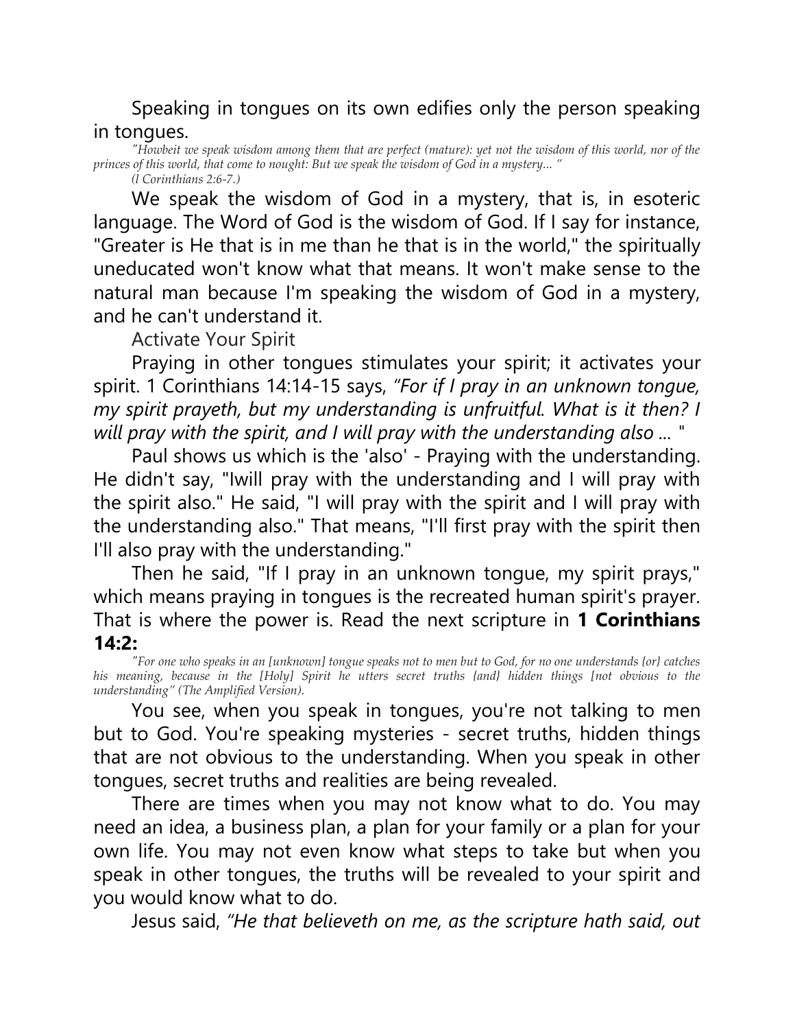Speaking in tongues on its own edifies only the person speaking in tongues.

*"Howbeit we speak wisdom among them that are perfect (mature): yet not the wisdom of this world, nor of the princes of this world, that come to nought: But we speak the wisdom of God in a mystery... "*
*(l Corinthians 2:6-7.)*

We speak the wisdom of God in a mystery, that is, in esoteric language. The Word of God is the wisdom of God. If I say for instance, "Greater is He that is in me than he that is in the world," the spiritually uneducated won't know what that means. It won't make sense to the natural man because I'm speaking the wisdom of God in a mystery, and he can't understand it.

## Activate Your Spirit

Praying in other tongues stimulates your spirit; it activates your spirit. 1 Corinthians 14:14-15 says, *"For if I pray in an unknown tongue, my spirit prayeth, but my understanding is unfruitful. What is it then? I will pray with the spirit, and I will pray with the understanding also ...* "

Paul shows us which is the 'also' - Praying with the understanding. He didn't say, "Iwill pray with the understanding and I will pray with the spirit also." He said, "I will pray with the spirit and I will pray with the understanding also." That means, "I'll first pray with the spirit then I'll also pray with the understanding."

Then he said, "If I pray in an unknown tongue, my spirit prays," which means praying in tongues is the recreated human spirit's prayer. That is where the power is. Read the next scripture in **1 Corinthians 14:2:**

*"For one who speaks in an [unknown] tongue speaks not to men but to God, for no one understands {or} catches his meaning, because in the [Holy] Spirit he utters secret truths {and} hidden things [not obvious to the understanding" (The Amplified Version).*

You see, when you speak in tongues, you're not talking to men but to God. You're speaking mysteries - secret truths, hidden things that are not obvious to the understanding. When you speak in other tongues, secret truths and realities are being revealed.

There are times when you may not know what to do. You may need an idea, a business plan, a plan for your family or a plan for your own life. You may not even know what steps to take but when you speak in other tongues, the truths will be revealed to your spirit and you would know what to do.

Jesus said, *"He that believeth on me, as the scripture hath said, out*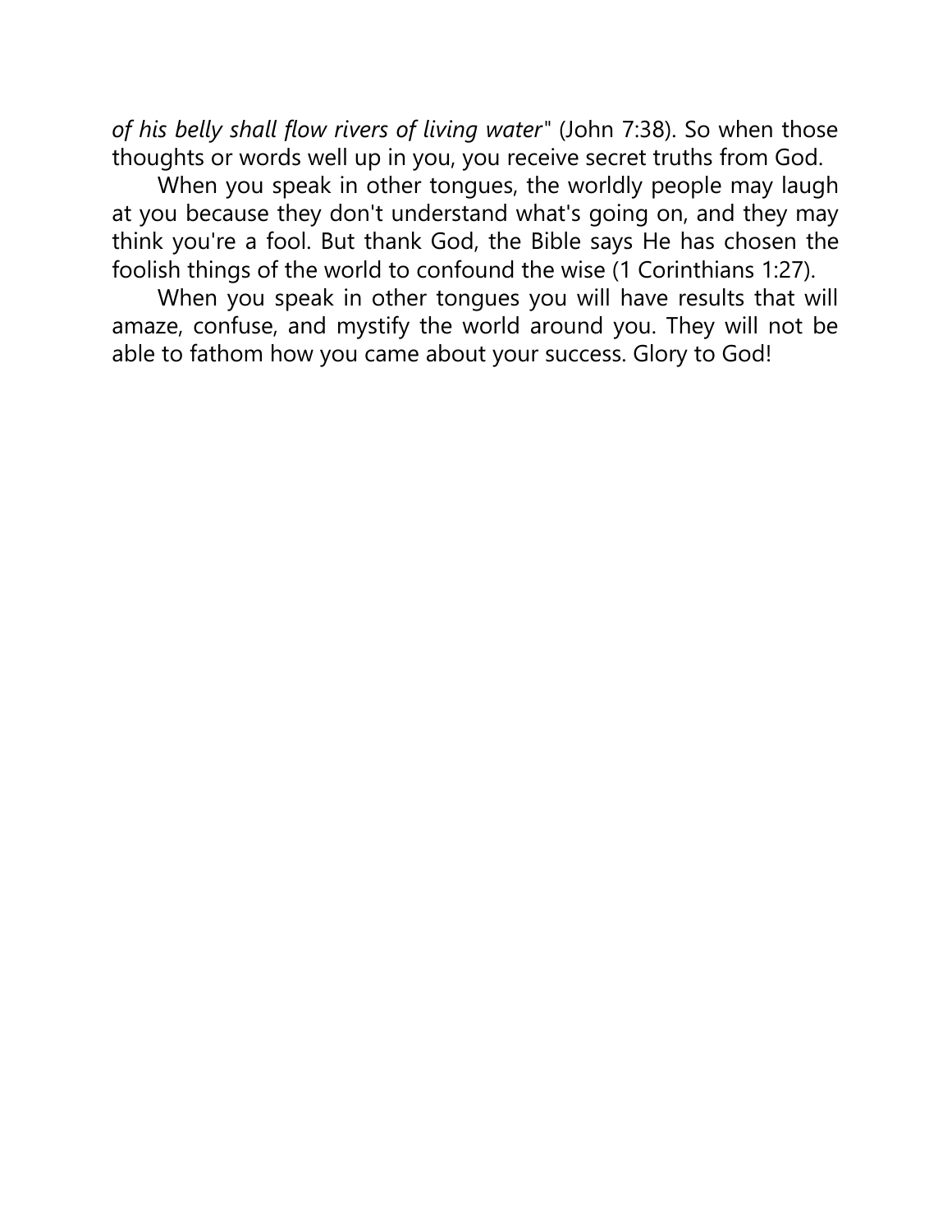*of his belly shall flow rivers of living water*" (John 7:38). So when those thoughts or words well up in you, you receive secret truths from God.

When you speak in other tongues, the worldly people may laugh at you because they don't understand what's going on, and they may think you're a fool. But thank God, the Bible says He has chosen the foolish things of the world to confound the wise (1 Corinthians 1:27).

When you speak in other tongues you will have results that will amaze, confuse, and mystify the world around you. They will not be able to fathom how you came about your success. Glory to God!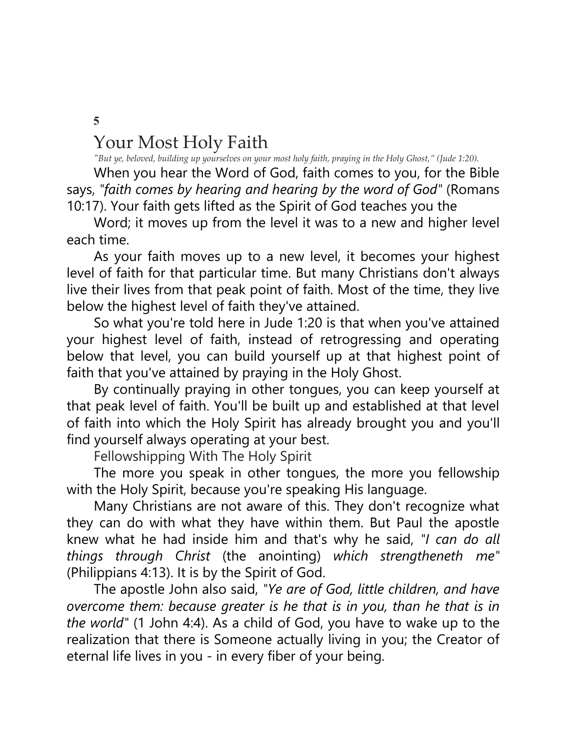# 5

# Your Most Holy Faith

*"But ye, beloved, building up yourselves on your most holy faith, praying in the Holy Ghost," (Jude 1:20).*

When you hear the Word of God, faith comes to you, for the Bible says, "*faith comes by hearing and hearing by the word of God*" (Romans 10:17). Your faith gets lifted as the Spirit of God teaches you the Word; it moves up from the level it was to a new and higher level each time.

As your faith moves up to a new level, it becomes your highest level of faith for that particular time. But many Christians don't always live their lives from that peak point of faith. Most of the time, they live below the highest level of faith they've attained.

So what you're told here in Jude 1:20 is that when you've attained your highest level of faith, instead of retrogressing and operating below that level, you can build yourself up at that highest point of faith that you've attained by praying in the Holy Ghost.

By continually praying in other tongues, you can keep yourself at that peak level of faith. You'll be built up and established at that level of faith into which the Holy Spirit has already brought you and you'll find yourself always operating at your best.

## Fellowshipping With The Holy Spirit

The more you speak in other tongues, the more you fellowship with the Holy Spirit, because you're speaking His language.

Many Christians are not aware of this. They don't recognize what they can do with what they have within them. But Paul the apostle knew what he had inside him and that's why he said, "*I can do all things through Christ* (the anointing) *which strengtheneth me*" (Philippians 4:13). It is by the Spirit of God.

The apostle John also said, "*Ye are of God, little children, and have overcome them: because greater is he that is in you, than he that is in the world*" (1 John 4:4). As a child of God, you have to wake up to the realization that there is Someone actually living in you; the Creator of eternal life lives in you - in every fiber of your being.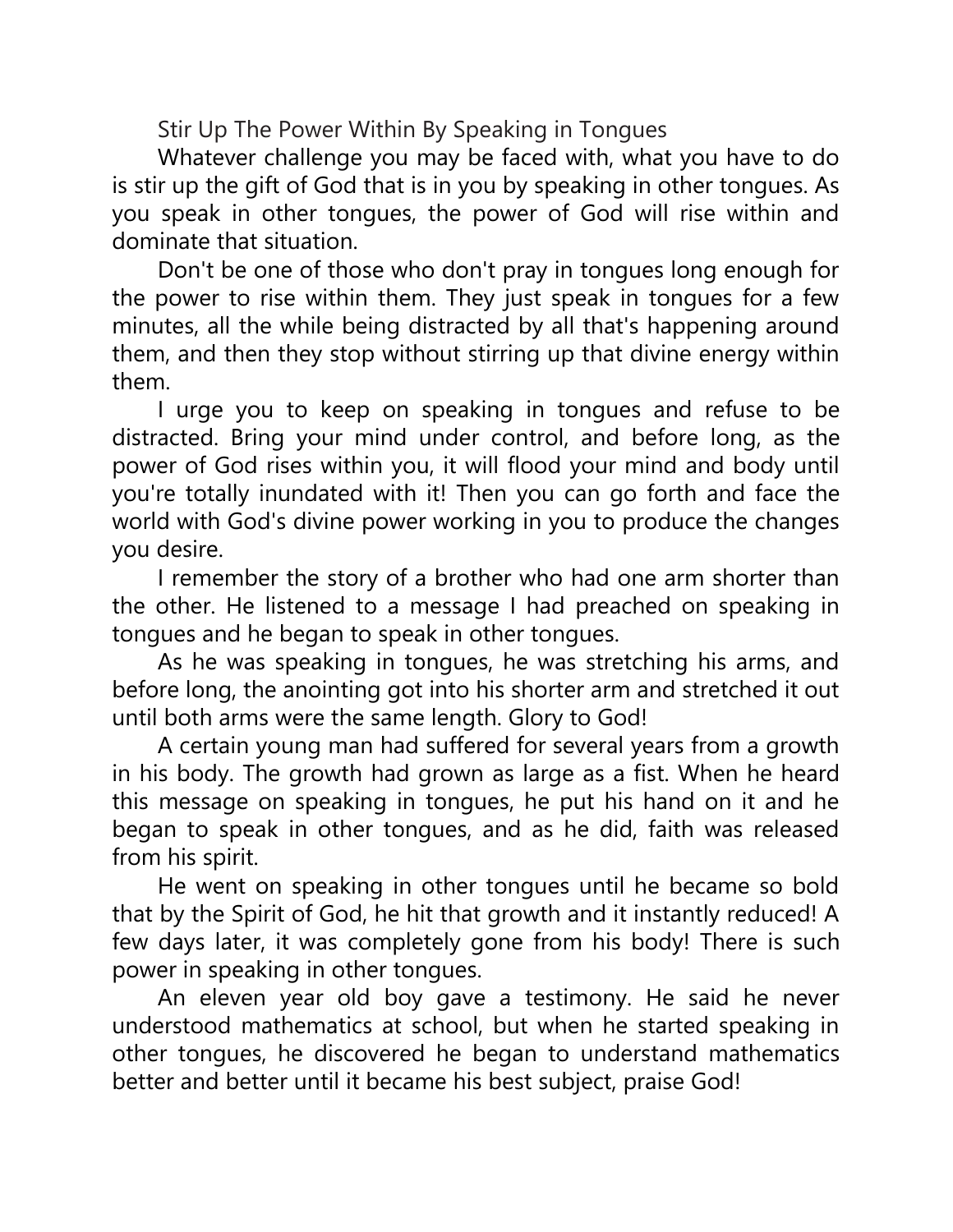## Stir Up The Power Within By Speaking in Tongues

Whatever challenge you may be faced with, what you have to do is stir up the gift of God that is in you by speaking in other tongues. As you speak in other tongues, the power of God will rise within and dominate that situation.

Don't be one of those who don't pray in tongues long enough for the power to rise within them. They just speak in tongues for a few minutes, all the while being distracted by all that's happening around them, and then they stop without stirring up that divine energy within them.

I urge you to keep on speaking in tongues and refuse to be distracted. Bring your mind under control, and before long, as the power of God rises within you, it will flood your mind and body until you're totally inundated with it! Then you can go forth and face the world with God's divine power working in you to produce the changes you desire.

I remember the story of a brother who had one arm shorter than the other. He listened to a message I had preached on speaking in tongues and he began to speak in other tongues.

As he was speaking in tongues, he was stretching his arms, and before long, the anointing got into his shorter arm and stretched it out until both arms were the same length. Glory to God!

A certain young man had suffered for several years from a growth in his body. The growth had grown as large as a fist. When he heard this message on speaking in tongues, he put his hand on it and he began to speak in other tongues, and as he did, faith was released from his spirit.

He went on speaking in other tongues until he became so bold that by the Spirit of God, he hit that growth and it instantly reduced! A few days later, it was completely gone from his body! There is such power in speaking in other tongues.

An eleven year old boy gave a testimony. He said he never understood mathematics at school, but when he started speaking in other tongues, he discovered he began to understand mathematics better and better until it became his best subject, praise God!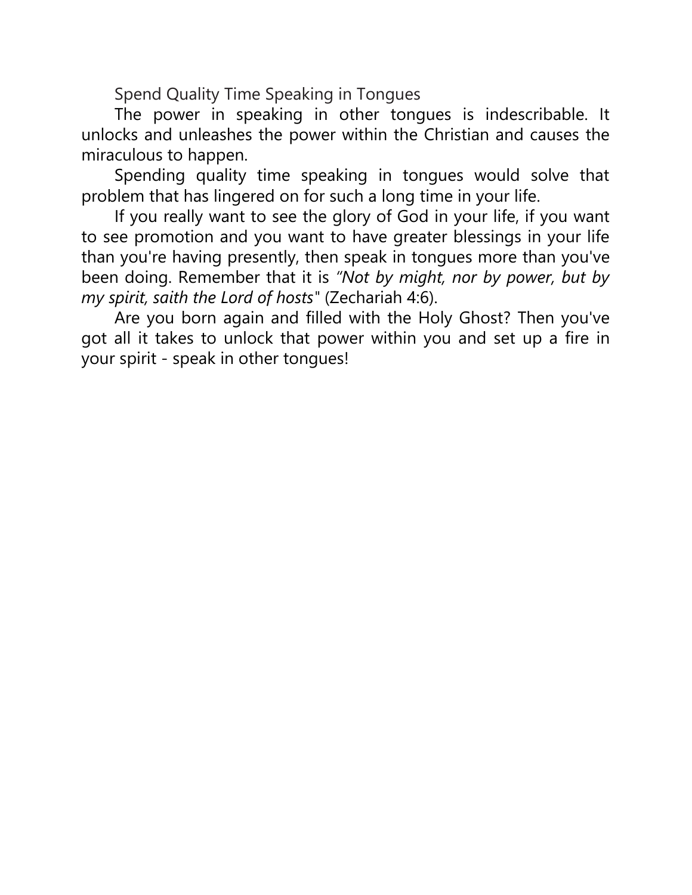## Spend Quality Time Speaking in Tongues

The power in speaking in other tongues is indescribable. It unlocks and unleashes the power within the Christian and causes the miraculous to happen.

Spending quality time speaking in tongues would solve that problem that has lingered on for such a long time in your life.

If you really want to see the glory of God in your life, if you want to see promotion and you want to have greater blessings in your life than you're having presently, then speak in tongues more than you've been doing. Remember that it is *"Not by might, nor by power, but by my spirit, saith the Lord of hosts"* (Zechariah 4:6).

Are you born again and filled with the Holy Ghost? Then you've got all it takes to unlock that power within you and set up a fire in your spirit - speak in other tongues!